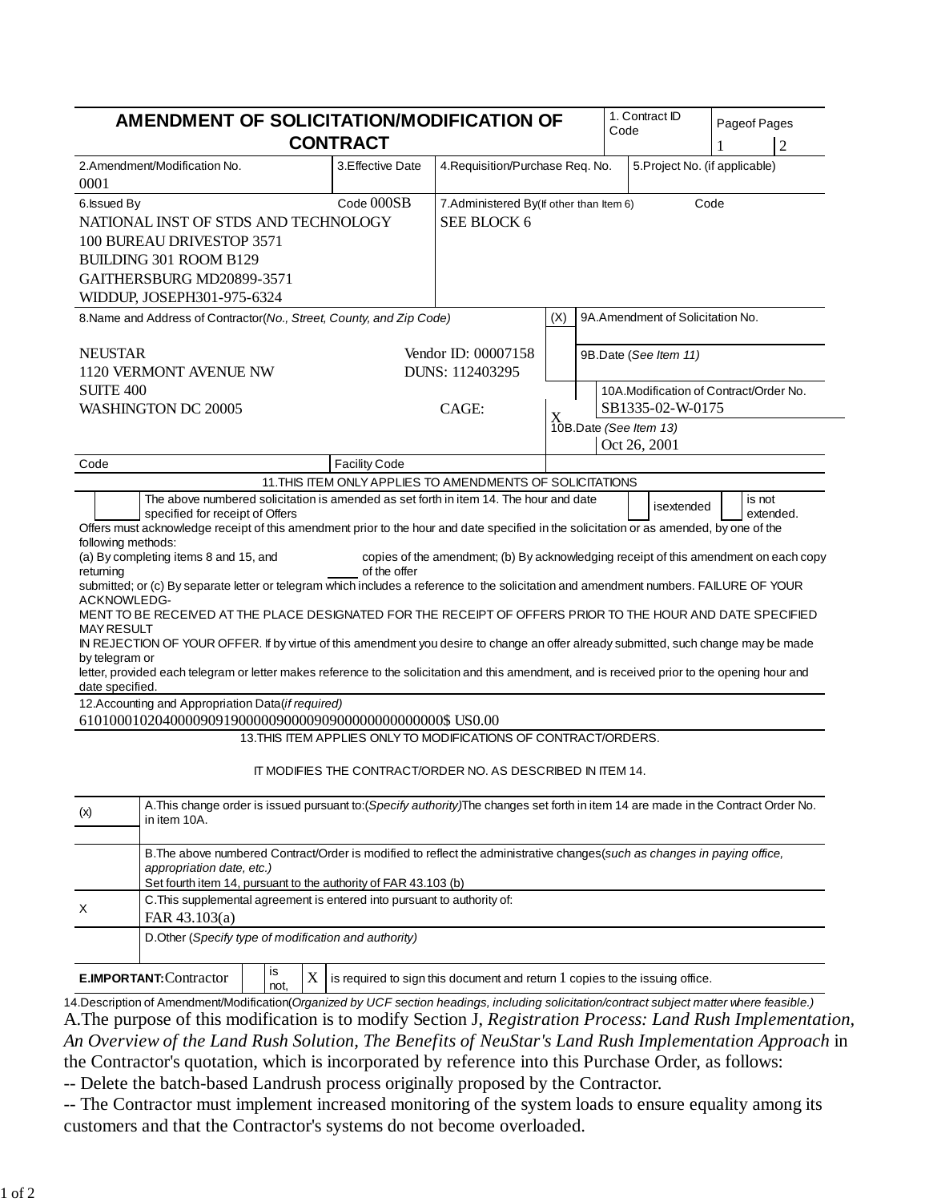# AMENDMENT OF SOLICITATION/MODIFICATION OF CONTRACT

| 1. Contract ID Code | Page of Pages |
|---|---|
| | 1 / 2 |

| 2. Amendment/Modification No. | 3. Effective Date | 4. Requisition/Purchase Req. No. | 5. Project No. (if applicable) |
|---|---|---|---|
| 0001 | | | |

**6. Issued By** Code 000SB

NATIONAL INST OF STDS AND TECHNOLOGY
100 BUREAU DRIVESTOP 3571
BUILDING 301 ROOM B129
GAITHERSBURG MD20899-3571
WIDDUP, JOSEPH301-975-6324

**7. Administered By** (If other than Item 6) Code

SEE BLOCK 6

**8. Name and Address of Contractor** (*No., Street, County, and Zip Code*)

NEUSTAR
1120 VERMONT AVENUE NW
SUITE 400
WASHINGTON DC 20005

Vendor ID: 00007158
DUNS: 112403295
CAGE:

| (X) | |
|---|---|
| | 9A. Amendment of Solicitation No. |
| | 9B. Date (*See Item 11*) |
| X | 10A. Modification of Contract/Order No. SB1335-02-W-0175 |
| | 10B. Date (*See Item 13*) Oct 26, 2001 |

Code | Facility Code

**11. THIS ITEM ONLY APPLIES TO AMENDMENTS OF SOLICITATIONS**

☐ The above numbered solicitation is amended as set forth in item 14. The hour and date specified for receipt of Offers ☐ is extended ☐ is not extended.

Offers must acknowledge receipt of this amendment prior to the hour and date specified in the solicitation or as amended, by one of the following methods:
(a) By completing items 8 and 15, and returning ____ copies of the amendment; (b) By acknowledging receipt of this amendment on each copy of the offer submitted; or (c) By separate letter or telegram which includes a reference to the solicitation and amendment numbers. FAILURE OF YOUR ACKNOWLEDGMENT TO BE RECEIVED AT THE PLACE DESIGNATED FOR THE RECEIPT OF OFFERS PRIOR TO THE HOUR AND DATE SPECIFIED MAY RESULT IN REJECTION OF YOUR OFFER. If by virtue of this amendment you desire to change an offer already submitted, such change may be made by telegram or letter, provided each telegram or letter makes reference to the solicitation and this amendment, and is received prior to the opening hour and date specified.

**12. Accounting and Appropriation Data** (*if required*)

61010001020400009091900000900009090000000000000000$ US0.00

**13. THIS ITEM APPLIES ONLY TO MODIFICATIONS OF CONTRACT/ORDERS.**

**IT MODIFIES THE CONTRACT/ORDER NO. AS DESCRIBED IN ITEM 14.**

| (x) | |
|---|---|
| | A. This change order is issued pursuant to: (*Specify authority*) The changes set forth in item 14 are made in the Contract Order No. in item 10A. |
| | B. The above numbered Contract/Order is modified to reflect the administrative changes (*such as changes in paying office, appropriation date, etc.*) Set fourth item 14, pursuant to the authority of FAR 43.103 (b) |
| X | C. This supplemental agreement is entered into pursuant to authority of: FAR 43.103(a) |
| | D. Other (*Specify type of modification and authority*) |

**E. IMPORTANT:** Contractor ☐ is not, ☒ is required to sign this document and return 1 copies to the issuing office.

**14. Description of Amendment/Modification** (*Organized by UCF section headings, including solicitation/contract subject matter where feasible.*)

A. The purpose of this modification is to modify Section J, *Registration Process: Land Rush Implementation, An Overview of the Land Rush Solution, The Benefits of NeuStar's Land Rush Implementation Approach* in the Contractor's quotation, which is incorporated by reference into this Purchase Order, as follows:

-- Delete the batch-based Landrush process originally proposed by the Contractor.

-- The Contractor must implement increased monitoring of the system loads to ensure equality among its customers and that the Contractor's systems do not become overloaded.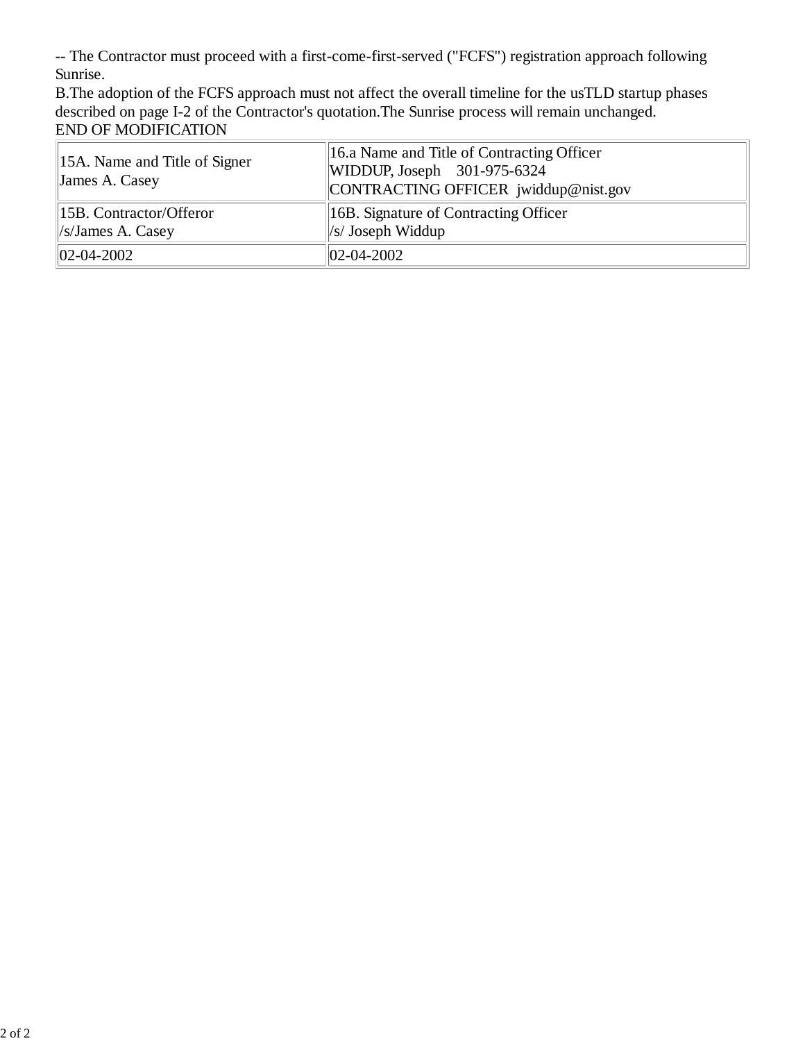-- The Contractor must proceed with a first-come-first-served ("FCFS") registration approach following Sunrise.

B.The adoption of the FCFS approach must not affect the overall timeline for the usTLD startup phases described on page I-2 of the Contractor's quotation.The Sunrise process will remain unchanged.

END OF MODIFICATION

| | |
|---|---|
| 15A. Name and Title of Signer<br>James A. Casey | 16.a Name and Title of Contracting Officer<br>WIDDUP, Joseph 301-975-6324<br>CONTRACTING OFFICER jwiddup@nist.gov |
| 15B. Contractor/Offeror<br>/s/James A. Casey | 16B. Signature of Contracting Officer<br>/s/ Joseph Widdup |
| 02-04-2002 | 02-04-2002 |